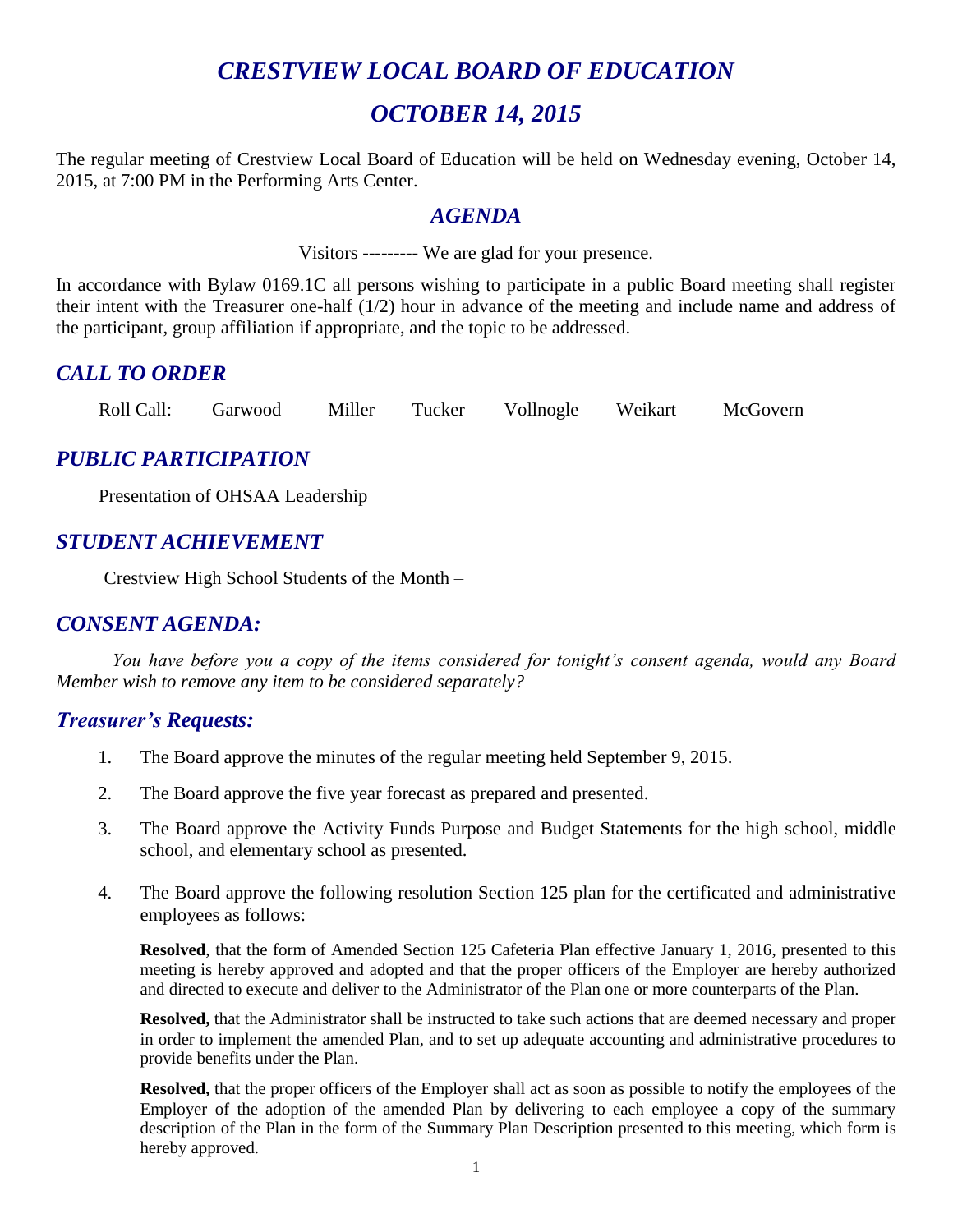# *CRESTVIEW LOCAL BOARD OF EDUCATION*

# *OCTOBER 14, 2015*

The regular meeting of Crestview Local Board of Education will be held on Wednesday evening, October 14, 2015, at 7:00 PM in the Performing Arts Center.

## *AGENDA*

Visitors --------- We are glad for your presence.

In accordance with Bylaw 0169.1C all persons wishing to participate in a public Board meeting shall register their intent with the Treasurer one-half (1/2) hour in advance of the meeting and include name and address of the participant, group affiliation if appropriate, and the topic to be addressed.

## *CALL TO ORDER*

Roll Call: Garwood Miller Tucker Vollnogle Weikart McGovern

## *PUBLIC PARTICIPATION*

Presentation of OHSAA Leadership

## *STUDENT ACHIEVEMENT*

Crestview High School Students of the Month –

## *CONSENT AGENDA:*

*You have before you a copy of the items considered for tonight's consent agenda, would any Board Member wish to remove any item to be considered separately?*

### *Treasurer's Requests:*

1. The Board approve the minutes of the regular meeting held September 9, 2015.

2. The Board approve the five year forecast as prepared and presented.

3. The Board approve the Activity Funds Purpose and Budget Statements for the high school, middle school, and elementary school as presented.

4. The Board approve the following resolution Section 125 plan for the certificated and administrative employees as follows:

   **Resolved**, that the form of Amended Section 125 Cafeteria Plan effective January 1, 2016, presented to this meeting is hereby approved and adopted and that the proper officers of the Employer are hereby authorized and directed to execute and deliver to the Administrator of the Plan one or more counterparts of the Plan.

   **Resolved,** that the Administrator shall be instructed to take such actions that are deemed necessary and proper in order to implement the amended Plan, and to set up adequate accounting and administrative procedures to provide benefits under the Plan.

   **Resolved,** that the proper officers of the Employer shall act as soon as possible to notify the employees of the Employer of the adoption of the amended Plan by delivering to each employee a copy of the summary description of the Plan in the form of the Summary Plan Description presented to this meeting, which form is hereby approved.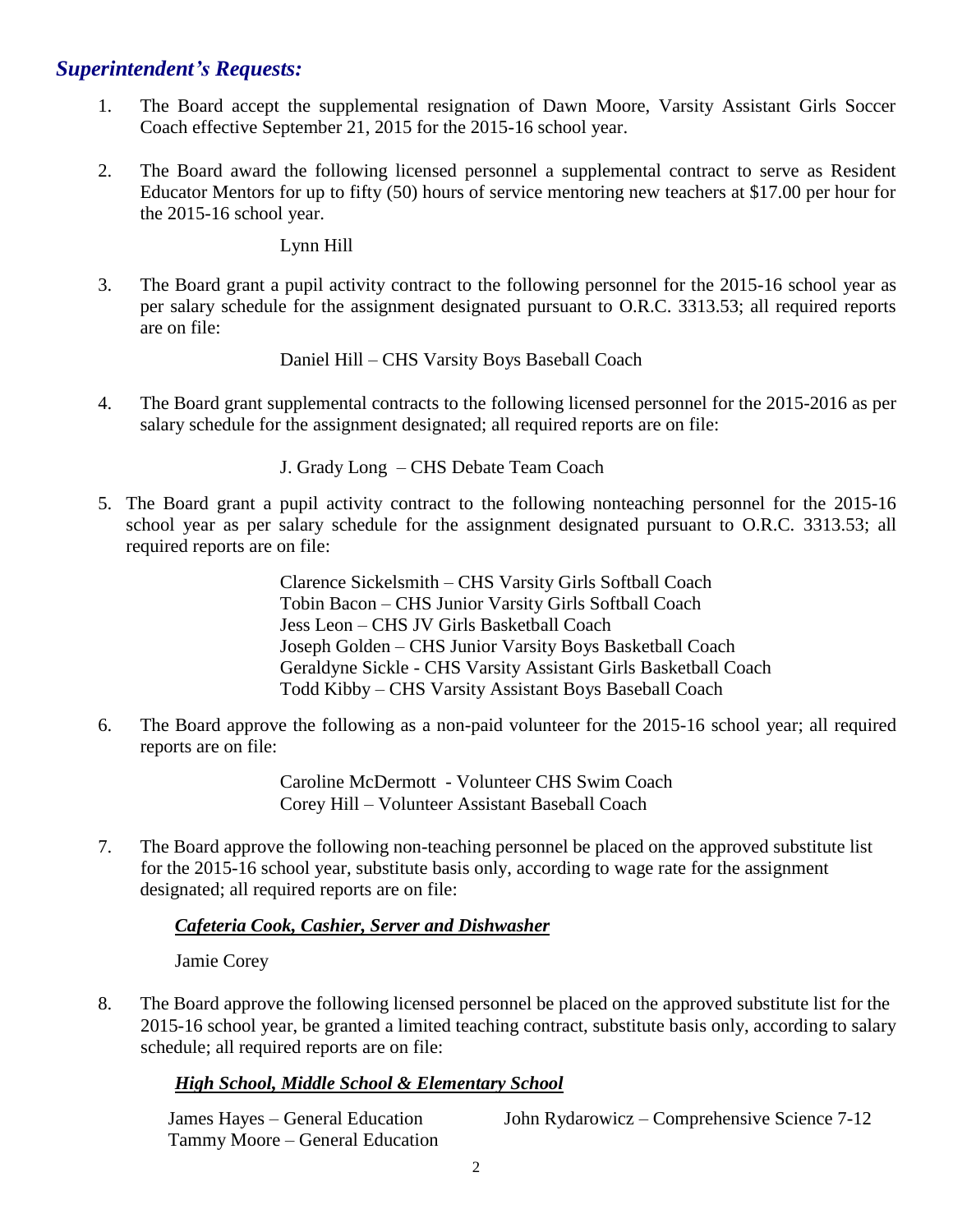## *Superintendent's Requests:*

1. The Board accept the supplemental resignation of Dawn Moore, Varsity Assistant Girls Soccer Coach effective September 21, 2015 for the 2015-16 school year.

2. The Board award the following licensed personnel a supplemental contract to serve as Resident Educator Mentors for up to fifty (50) hours of service mentoring new teachers at $17.00 per hour for the 2015-16 school year.

   Lynn Hill

3. The Board grant a pupil activity contract to the following personnel for the 2015-16 school year as per salary schedule for the assignment designated pursuant to O.R.C. 3313.53; all required reports are on file:

   Daniel Hill – CHS Varsity Boys Baseball Coach

4. The Board grant supplemental contracts to the following licensed personnel for the 2015-2016 as per salary schedule for the assignment designated; all required reports are on file:

   J. Grady Long – CHS Debate Team Coach

5. The Board grant a pupil activity contract to the following nonteaching personnel for the 2015-16 school year as per salary schedule for the assignment designated pursuant to O.R.C. 3313.53; all required reports are on file:

   Clarence Sickelsmith – CHS Varsity Girls Softball Coach
   Tobin Bacon – CHS Junior Varsity Girls Softball Coach
   Jess Leon – CHS JV Girls Basketball Coach
   Joseph Golden – CHS Junior Varsity Boys Basketball Coach
   Geraldyne Sickle - CHS Varsity Assistant Girls Basketball Coach
   Todd Kibby – CHS Varsity Assistant Boys Baseball Coach

6. The Board approve the following as a non-paid volunteer for the 2015-16 school year; all required reports are on file:

   Caroline McDermott - Volunteer CHS Swim Coach
   Corey Hill – Volunteer Assistant Baseball Coach

7. The Board approve the following non-teaching personnel be placed on the approved substitute list for the 2015-16 school year, substitute basis only, according to wage rate for the assignment designated; all required reports are on file:

   ***Cafeteria Cook, Cashier, Server and Dishwasher***

   Jamie Corey

8. The Board approve the following licensed personnel be placed on the approved substitute list for the 2015-16 school year, be granted a limited teaching contract, substitute basis only, according to salary schedule; all required reports are on file:

   ***High School, Middle School & Elementary School***

   James Hayes – General Education
   Tammy Moore – General Education
   John Rydarowicz – Comprehensive Science 7-12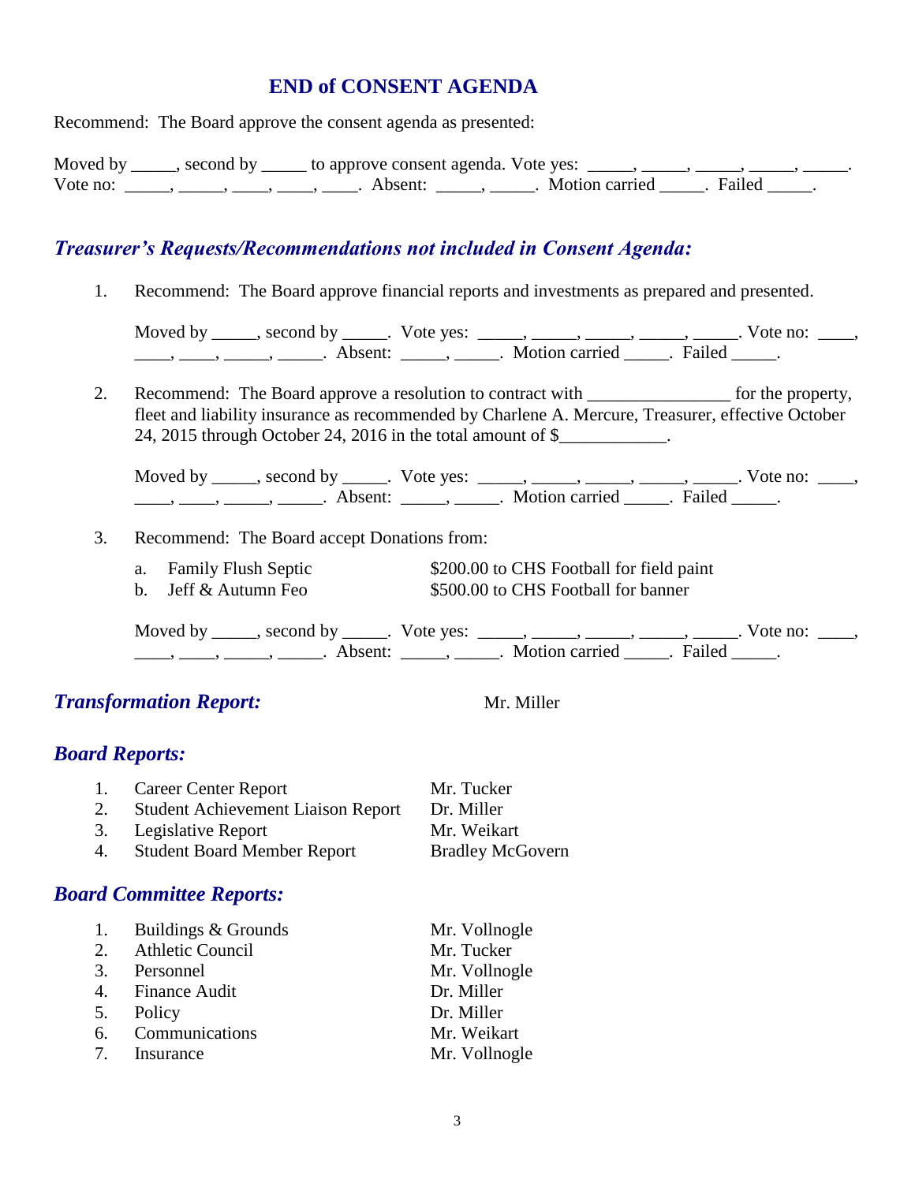## END of CONSENT AGENDA

Recommend: The Board approve the consent agenda as presented:

Moved by _____, second by _____ to approve consent agenda. Vote yes: _____, _____, _____, _____, _____. Vote no: _____, _____, ____, ____, ____. Absent: _____, _____. Motion carried _____. Failed _____.

### *Treasurer's Requests/Recommendations not included in Consent Agenda:*

1. Recommend: The Board approve financial reports and investments as prepared and presented.

   Moved by _____, second by _____. Vote yes: _____, _____, _____, _____, _____. Vote no: ____, ____, ____, _____, _____. Absent: _____, _____. Motion carried _____. Failed _____.

2. Recommend: The Board approve a resolution to contract with _______________ for the property, fleet and liability insurance as recommended by Charlene A. Mercure, Treasurer, effective October 24, 2015 through October 24, 2016 in the total amount of $____________.

   Moved by _____, second by _____. Vote yes: _____, _____, _____, _____, _____. Vote no: ____, ____, ____, _____, _____. Absent: _____, _____. Motion carried _____. Failed _____.

3. Recommend: The Board accept Donations from:

   a. Family Flush Septic — $200.00 to CHS Football for field paint
   b. Jeff & Autumn Feo — $500.00 to CHS Football for banner

   Moved by _____, second by _____. Vote yes: _____, _____, _____, _____, _____. Vote no: ____, ____, ____, _____, _____. Absent: _____, _____. Motion carried _____. Failed _____.

### *Transformation Report:* Mr. Miller

### *Board Reports:*

1. Career Center Report — Mr. Tucker
2. Student Achievement Liaison Report — Dr. Miller
3. Legislative Report — Mr. Weikart
4. Student Board Member Report — Bradley McGovern

### *Board Committee Reports:*

1. Buildings & Grounds — Mr. Vollnogle
2. Athletic Council — Mr. Tucker
3. Personnel — Mr. Vollnogle
4. Finance Audit — Dr. Miller
5. Policy — Dr. Miller
6. Communications — Mr. Weikart
7. Insurance — Mr. Vollnogle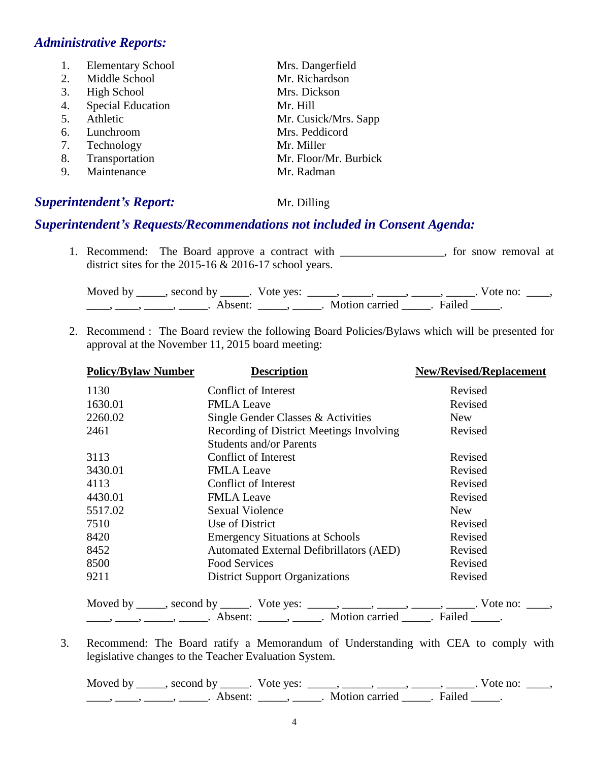## *Administrative Reports:*

1. Elementary School — Mrs. Dangerfield
2. Middle School — Mr. Richardson
3. High School — Mrs. Dickson
4. Special Education — Mr. Hill
5. Athletic — Mr. Cusick/Mrs. Sapp
6. Lunchroom — Mrs. Peddicord
7. Technology — Mr. Miller
8. Transportation — Mr. Floor/Mr. Burbick
9. Maintenance — Mr. Radman

## *Superintendent's Report:* Mr. Dilling

## *Superintendent's Requests/Recommendations not included in Consent Agenda:*

1. Recommend: The Board approve a contract with _________________, for snow removal at district sites for the 2015-16 & 2016-17 school years.

   Moved by _____, second by _____. Vote yes: _____, _____, _____, _____, _____. Vote no: ____, ____, ____, _____, _____. Absent: _____, _____. Motion carried _____. Failed _____.

2. Recommend : The Board review the following Board Policies/Bylaws which will be presented for approval at the November 11, 2015 board meeting:

| Policy/Bylaw Number | Description | New/Revised/Replacement |
|---|---|---|
| 1130 | Conflict of Interest | Revised |
| 1630.01 | FMLA Leave | Revised |
| 2260.02 | Single Gender Classes & Activities | New |
| 2461 | Recording of District Meetings Involving Students and/or Parents | Revised |
| 3113 | Conflict of Interest | Revised |
| 3430.01 | FMLA Leave | Revised |
| 4113 | Conflict of Interest | Revised |
| 4430.01 | FMLA Leave | Revised |
| 5517.02 | Sexual Violence | New |
| 7510 | Use of District | Revised |
| 8420 | Emergency Situations at Schools | Revised |
| 8452 | Automated External Defibrillators (AED) | Revised |
| 8500 | Food Services | Revised |
| 9211 | District Support Organizations | Revised |

   Moved by _____, second by _____. Vote yes: _____, _____, _____, _____, _____. Vote no: ____, ____, ____, _____, _____. Absent: _____, _____. Motion carried _____. Failed _____.

3. Recommend: The Board ratify a Memorandum of Understanding with CEA to comply with legislative changes to the Teacher Evaluation System.

   Moved by _____, second by _____. Vote yes: _____, _____, _____, _____, _____. Vote no: ____, ____, ____, _____, _____. Absent: _____, _____. Motion carried _____. Failed _____.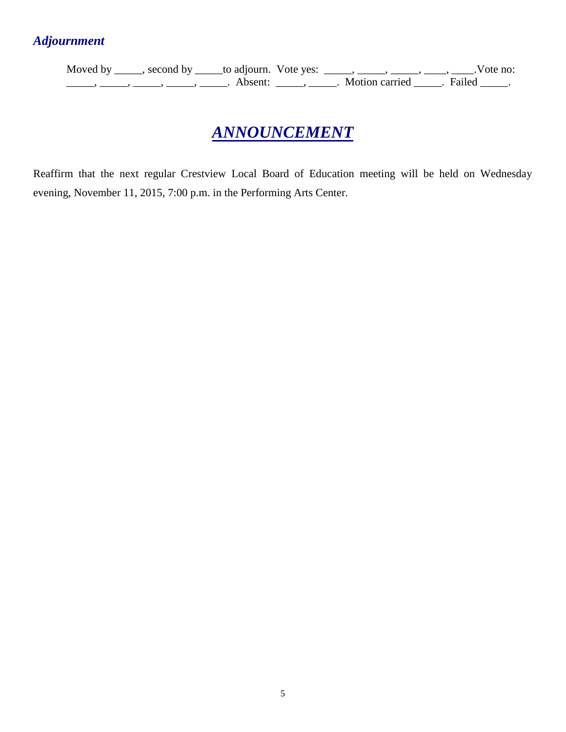### *Adjournment*

Moved by _____, second by _____to adjourn. Vote yes: _____, _____, _____, ____, ____.Vote no: _____, _____, _____, _____, _____. Absent: _____, _____. Motion carried _____. Failed _____.

## ***ANNOUNCEMENT***

Reaffirm that the next regular Crestview Local Board of Education meeting will be held on Wednesday evening, November 11, 2015, 7:00 p.m. in the Performing Arts Center.